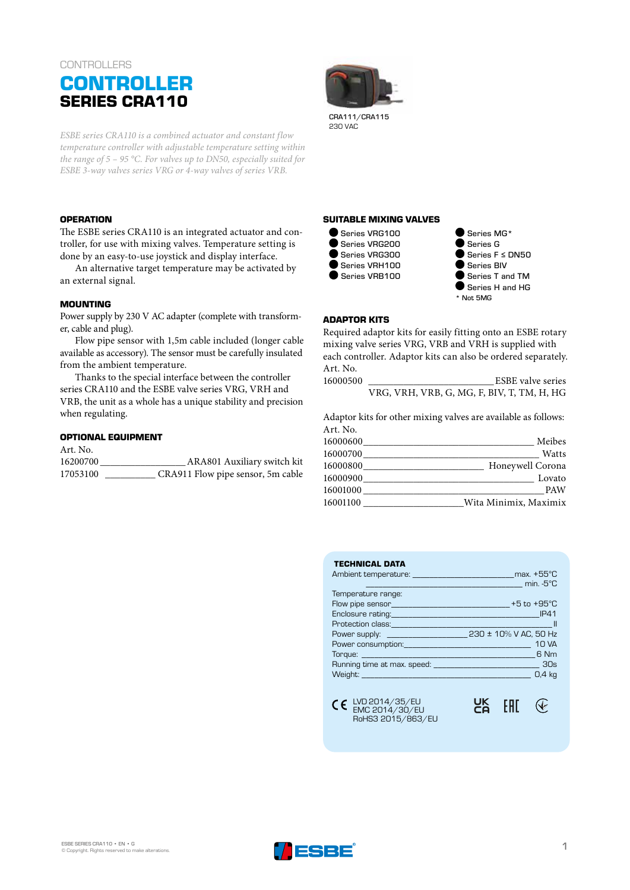CONTROLLERS

# CONTROLLER
## SERIES CRA110

*ESBE series CRA110 is a combined actuator and constant flow temperature controller with adjustable temperature setting within the range of 5 – 95 °C. For valves up to DN50, especially suited for ESBE 3-way valves series VRG or 4-way valves of series VRB.*

CRA111/CRA115
230 VAC

### OPERATION

The ESBE series CRA110 is an integrated actuator and controller, for use with mixing valves. Temperature setting is done by an easy-to-use joystick and display interface.

An alternative target temperature may be activated by an external signal.

### MOUNTING

Power supply by 230 V AC adapter (complete with transformer, cable and plug).

Flow pipe sensor with 1,5m cable included (longer cable available as accessory). The sensor must be carefully insulated from the ambient temperature.

Thanks to the special interface between the controller series CRA110 and the ESBE valve series VRG, VRH and VRB, the unit as a whole has a unique stability and precision when regulating.

### OPTIONAL EQUIPMENT

Art. No.
16200700 ________________ ARA801 Auxiliary switch kit
17053100 __________ CRA911 Flow pipe sensor, 5m cable

### SUITABLE MIXING VALVES

- Series VRG100
- Series VRG200
- Series VRG300
- Series VRH100
- Series VRB100
- Series MG*
- Series G
- Series F ≤ DN50
- Series BIV
- Series T and TM
- Series H and HG

\* Not 5MG

### ADAPTOR KITS

Required adaptor kits for easily fitting onto an ESBE rotary mixing valve series VRG, VRB and VRH is supplied with each controller. Adaptor kits can also be ordered separately.

Art. No.
16000500 ________________________ ESBE valve series VRG, VRH, VRB, G, MG, F, BIV, T, TM, H, HG

Adaptor kits for other mixing valves are available as follows:

Art. No.
16000600 ________________________________ Meibes
16000700 ________________________________ Watts
16000800 ______________________ Honeywell Corona
16000900 ________________________________ Lovato
16001000 ________________________________ PAW
16001100 ___________________ Wita Minimix, Maximix

### TECHNICAL DATA

Ambient temperature: ____________________ max. +55°C
______________________________________ min. -5°C
Temperature range:
Flow pipe sensor _______________________ +5 to +95°C
Enclosure rating: ___________________________ IP41
Protection class: ____________________________ II
Power supply: _______________ 230 ± 10% V AC, 50 Hz
Power consumption: _________________________ 10 VA
Torque: ___________________________________ 6 Nm
Running time at max. speed: ____________________ 30s
Weight: ___________________________________ 0,4 kg

CE LVD 2014/35/EU
EMC 2014/30/EU
RoHS3 2015/863/EU

UKCA EAC

ESBE SERIES CRA110 • EN • G
© Copyright. Rights reserved to make alterations.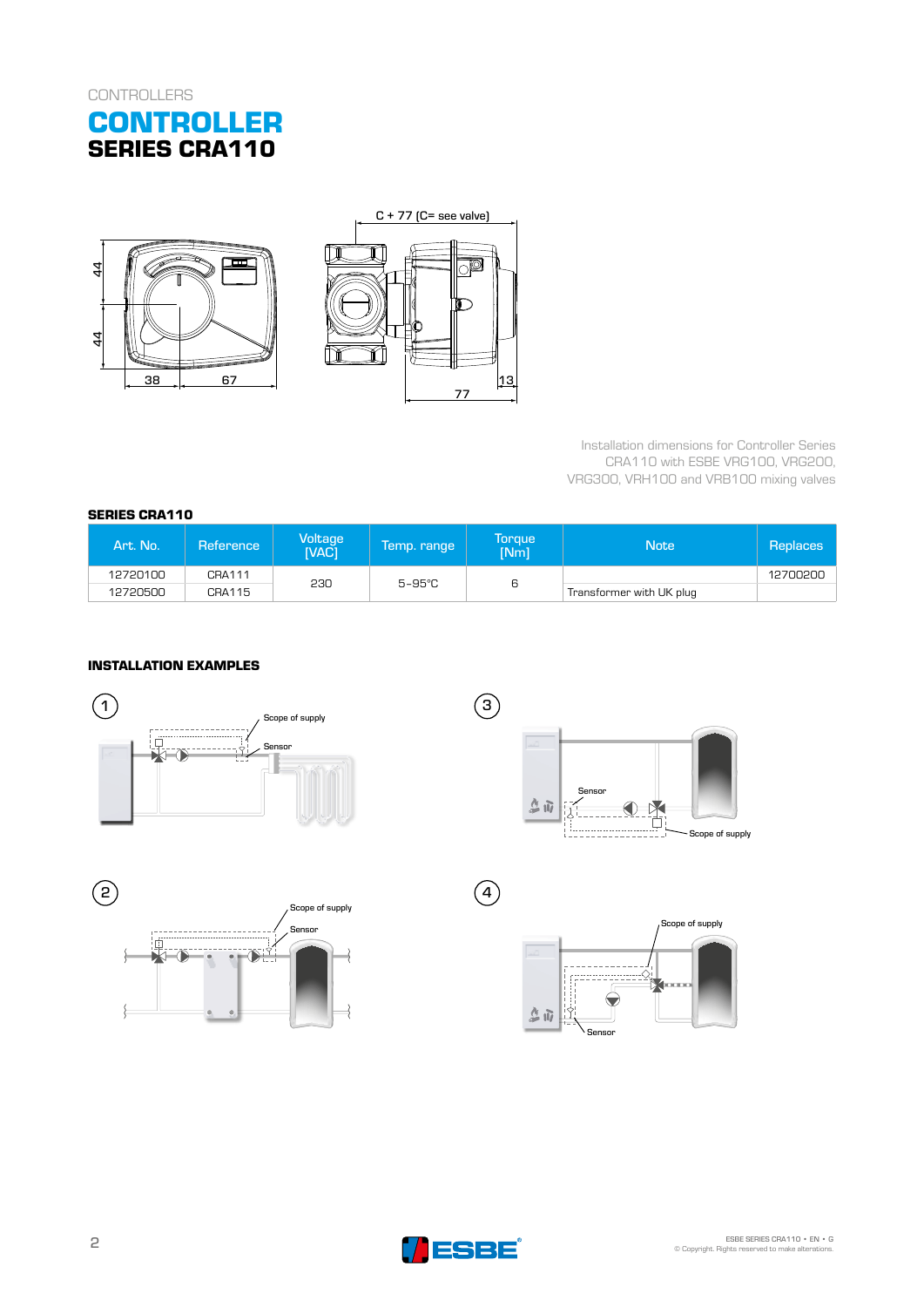CONTROLLERS

# CONTROLLER
## SERIES CRA110

C + 77 (C= see valve)

44
44
38
67
77
13

Installation dimensions for Controller Series CRA110 with ESBE VRG100, VRG200, VRG300, VRH100 and VRB100 mixing valves

### SERIES CRA110

| Art. No. | Reference | Voltage [VAC] | Temp. range | Torque [Nm] | Note | Replaces |
|---|---|---|---|---|---|---|
| 12720100 | CRA111 | 230 | 5–95°C | 6 | | 12700200 |
| 12720500 | CRA115 | | | | Transformer with UK plug | |

### INSTALLATION EXAMPLES

1
Scope of supply
Sensor

3
Sensor
Scope of supply

2
Scope of supply
Sensor

4
Scope of supply
Sensor

ESBE SERIES CRA110 • EN • G
© Copyright. Rights reserved to make alterations.